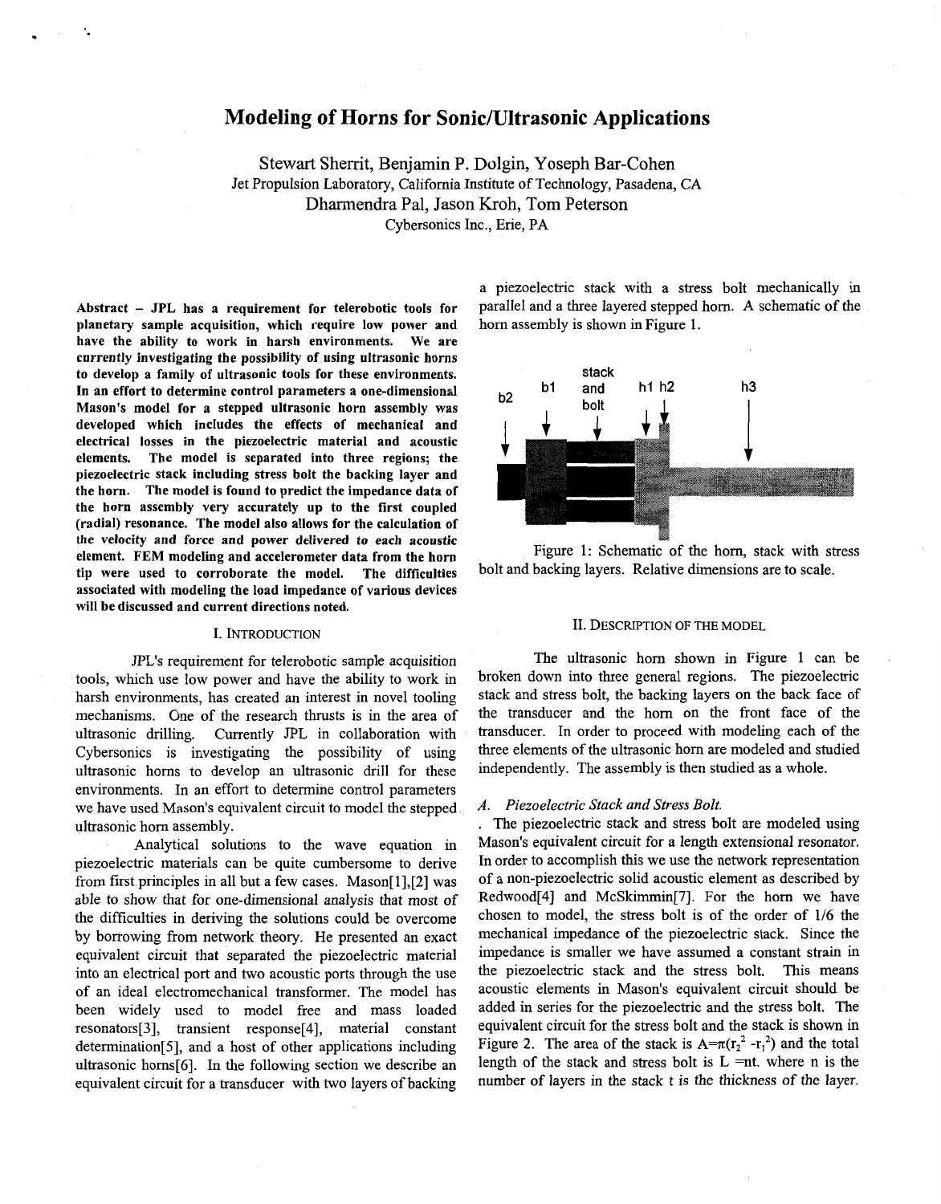# Modeling of Horns for Sonic/Ultrasonic Applications

Stewart Sherrit, Benjamin P. Dolgin, Yoseph Bar-Cohen
Jet Propulsion Laboratory, California Institute of Technology, Pasadena, CA
Dharmendra Pal, Jason Kroh, Tom Peterson
Cybersonics Inc., Erie, PA

**Abstract – JPL has a requirement for telerobotic tools for planetary sample acquisition, which require low power and have the ability to work in harsh environments. We are currently investigating the possibility of using ultrasonic horns to develop a family of ultrasonic tools for these environments. In an effort to determine control parameters a one-dimensional Mason's model for a stepped ultrasonic horn assembly was developed which includes the effects of mechanical and electrical losses in the piezoelectric material and acoustic elements. The model is separated into three regions; the piezoelectric stack including stress bolt the backing layer and the horn. The model is found to predict the impedance data of the horn assembly very accurately up to the first coupled (radial) resonance. The model also allows for the calculation of the velocity and force and power delivered to each acoustic element. FEM modeling and accelerometer data from the horn tip were used to corroborate the model. The difficulties associated with modeling the load impedance of various devices will be discussed and current directions noted.**

## I. Introduction

JPL's requirement for telerobotic sample acquisition tools, which use low power and have the ability to work in harsh environments, has created an interest in novel tooling mechanisms. One of the research thrusts is in the area of ultrasonic drilling. Currently JPL in collaboration with Cybersonics is investigating the possibility of using ultrasonic horns to develop an ultrasonic drill for these environments. In an effort to determine control parameters we have used Mason's equivalent circuit to model the stepped ultrasonic horn assembly.

Analytical solutions to the wave equation in piezoelectric materials can be quite cumbersome to derive from first principles in all but a few cases. Mason[1],[2] was able to show that for one-dimensional analysis that most of the difficulties in deriving the solutions could be overcome by borrowing from network theory. He presented an exact equivalent circuit that separated the piezoelectric material into an electrical port and two acoustic ports through the use of an ideal electromechanical transformer. The model has been widely used to model free and mass loaded resonators[3], transient response[4], material constant determination[5], and a host of other applications including ultrasonic horns[6]. In the following section we describe an equivalent circuit for a transducer with two layers of backing a piezoelectric stack with a stress bolt mechanically in parallel and a three layered stepped horn. A schematic of the horn assembly is shown in Figure 1.

Figure 1: Schematic of the horn, stack with stress bolt and backing layers. Relative dimensions are to scale.

## II. Description of the Model

The ultrasonic horn shown in Figure 1 can be broken down into three general regions. The piezoelectric stack and stress bolt, the backing layers on the back face of the transducer and the horn on the front face of the transducer. In order to proceed with modeling each of the three elements of the ultrasonic horn are modeled and studied independently. The assembly is then studied as a whole.

### A. Piezoelectric Stack and Stress Bolt.

The piezoelectric stack and stress bolt are modeled using Mason's equivalent circuit for a length extensional resonator. In order to accomplish this we use the network representation of a non-piezoelectric solid acoustic element as described by Redwood[4] and McSkimmin[7]. For the horn we have chosen to model, the stress bolt is of the order of 1/6 the mechanical impedance of the piezoelectric stack. Since the impedance is smaller we have assumed a constant strain in the piezoelectric stack and the stress bolt. This means acoustic elements in Mason's equivalent circuit should be added in series for the piezoelectric and the stress bolt. The equivalent circuit for the stress bolt and the stack is shown in Figure 2. The area of the stack is $A=\pi(r_2^2 - r_1^2)$ and the total length of the stack and stress bolt is $L = nt$. where n is the number of layers in the stack t is the thickness of the layer.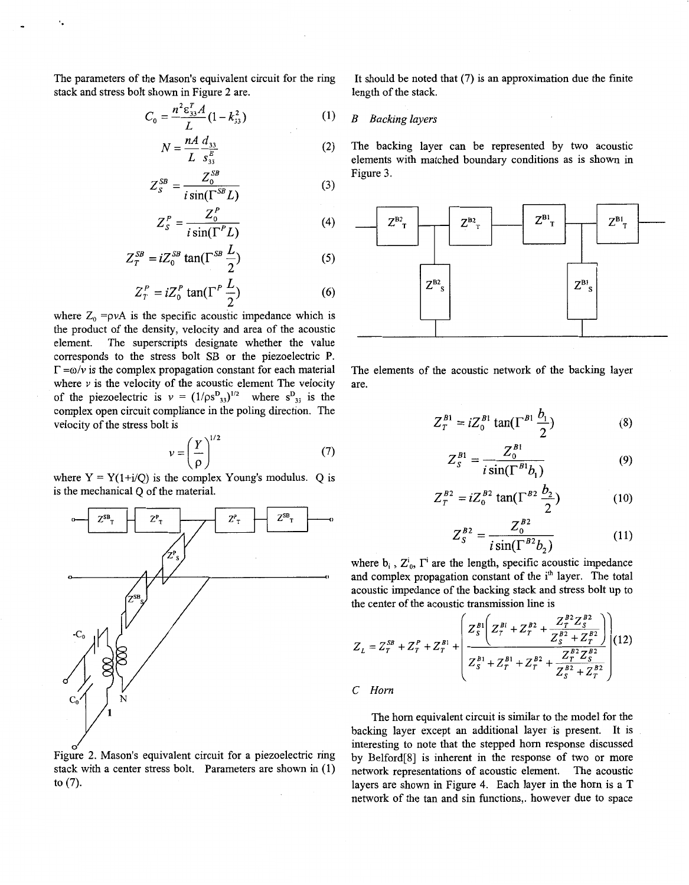The parameters of the Mason's equivalent circuit for the ring stack and stress bolt shown in Figure 2 are.

$$C_0 = \frac{n^2 \varepsilon_{33}^T A}{L}(1 - k_{33}^2) \quad (1)$$

$$N = \frac{nA}{L}\frac{d_{33}}{s_{33}^E} \quad (2)$$

$$Z_S^{SB} = \frac{Z_0^{SB}}{i\sin(\Gamma^{SB} L)} \quad (3)$$

$$Z_S^P = \frac{Z_0^P}{i\sin(\Gamma^P L)} \quad (4)$$

$$Z_T^{SB} = iZ_0^{SB}\tan(\Gamma^{SB}\frac{L}{2}) \quad (5)$$

$$Z_T^P = iZ_0^P\tan(\Gamma^P\frac{L}{2}) \quad (6)$$

where $Z_0 = \rho v A$ is the specific acoustic impedance which is the product of the density, velocity and area of the acoustic element. The superscripts designate whether the value corresponds to the stress bolt SB or the piezoelectric P. $\Gamma = \omega/v$ is the complex propagation constant for each material where $v$ is the velocity of the acoustic element The velocity of the piezoelectric is $v = (1/\rho s^D_{33})^{1/2}$ where $s^D_{33}$ is the complex open circuit compliance in the poling direction. The velocity of the stress bolt is

$$v = \left(\frac{Y}{\rho}\right)^{1/2} \quad (7)$$

where $Y = Y(1+i/Q)$ is the complex Young's modulus. Q is is the mechanical Q of the material.

Figure 2. Mason's equivalent circuit for a piezoelectric ring stack with a center stress bolt. Parameters are shown in (1) to (7).

It should be noted that (7) is an approximation due the finite length of the stack.

### B Backing layers

The backing layer can be represented by two acoustic elements with matched boundary conditions as is shown in Figure 3.

The elements of the acoustic network of the backing layer are.

$$Z_T^{B1} = iZ_0^{B1}\tan(\Gamma^{B1}\frac{b_1}{2}) \quad (8)$$

$$Z_S^{B1} = \frac{Z_0^{B1}}{i\sin(\Gamma^{B1} b_1)} \quad (9)$$

$$Z_T^{B2} = iZ_0^{B2}\tan(\Gamma^{B2}\frac{b_2}{2}) \quad (10)$$

$$Z_S^{B2} = \frac{Z_0^{B2}}{i\sin(\Gamma^{B2} b_2)} \quad (11)$$

where $b_i$, $Z^i_0$, $\Gamma^i$ are the length, specific acoustic impedance and complex propagation constant of the i[th] layer. The total acoustic impedance of the backing stack and stress bolt up to the center of the acoustic transmission line is

$$Z_L = Z_T^{SB} + Z_T^P + Z_T^{B1} + \left( \frac{Z_S^{B1}\left( Z_T^{B1} + Z_T^{B2} + \dfrac{Z_T^{B2} Z_S^{B2}}{Z_S^{B2} + Z_T^{B2}} \right)}{Z_S^{B1} + Z_T^{B1} + Z_T^{B2} + \dfrac{Z_T^{B2} Z_S^{B2}}{Z_S^{B2} + Z_T^{B2}}} \right) \quad (12)$$

### C Horn

The horn equivalent circuit is similar to the model for the backing layer except an additional layer is present. It is interesting to note that the stepped horn response discussed by Belford[8] is inherent in the response of two or more network representations of acoustic element. The acoustic layers are shown in Figure 4. Each layer in the horn is a T network of the tan and sin functions,. however due to space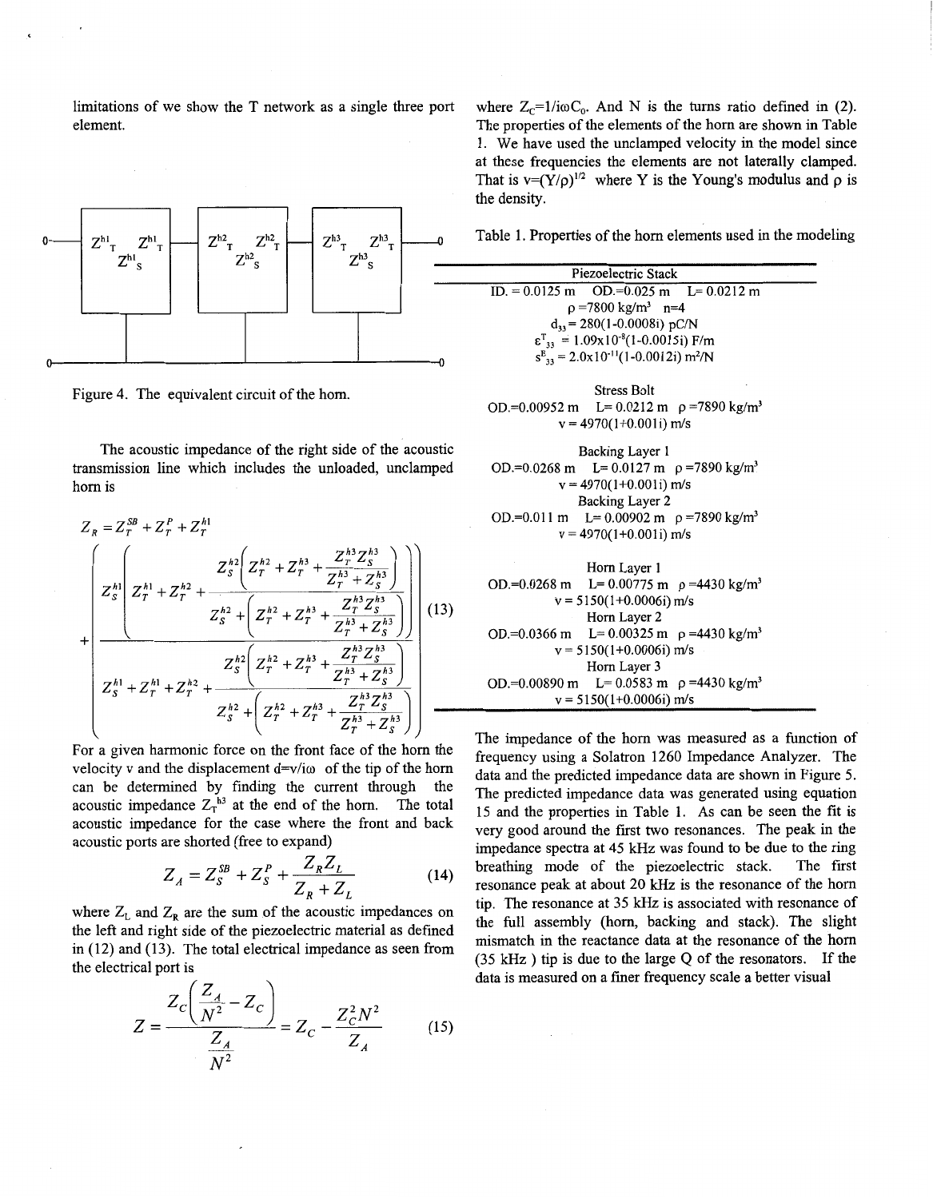limitations of we show the T network as a single three port element.

Figure 4. The equivalent circuit of the horn.

The acoustic impedance of the right side of the acoustic transmission line which includes the unloaded, unclamped horn is

$$Z_R = Z_T^{SB} + Z_T^P + Z_T^{h1} + \frac{Z_S^{h1}\left(Z_T^{h1} + Z_T^{h2} + \dfrac{Z_S^{h2}\left(Z_T^{h2} + Z_T^{h3} + \dfrac{Z_T^{h3} Z_S^{h3}}{Z_T^{h3} + Z_S^{h3}}\right)}{Z_S^{h2} + \left(Z_T^{h2} + Z_T^{h3} + \dfrac{Z_T^{h3} Z_S^{h3}}{Z_T^{h3} + Z_S^{h3}}\right)}\right)}{Z_S^{h1} + Z_T^{h1} + Z_T^{h2} + \dfrac{Z_S^{h2}\left(Z_T^{h2} + Z_T^{h3} + \dfrac{Z_T^{h3} Z_S^{h3}}{Z_T^{h3} + Z_S^{h3}}\right)}{Z_S^{h2} + \left(Z_T^{h2} + Z_T^{h3} + \dfrac{Z_T^{h3} Z_S^{h3}}{Z_T^{h3} + Z_S^{h3}}\right)}} \quad (13)$$

For a given harmonic force on the front face of the horn the velocity v and the displacement $d=v/i\omega$ of the tip of the horn can be determined by finding the current through the acoustic impedance $Z_T^{h3}$ at the end of the horn. The total acoustic impedance for the case where the front and back acoustic ports are shorted (free to expand)

$$Z_A = Z_S^{SB} + Z_S^P + \frac{Z_R Z_L}{Z_R + Z_L} \quad (14)$$

where $Z_L$ and $Z_R$ are the sum of the acoustic impedances on the left and right side of the piezoelectric material as defined in (12) and (13). The total electrical impedance as seen from the electrical port is

$$Z = \frac{Z_C\left(\dfrac{Z_A}{N^2} - Z_C\right)}{\dfrac{Z_A}{N^2}} = Z_C - \frac{Z_C^2 N^2}{Z_A} \quad (15)$$

where $Z_C=1/i\omega C_0$. And N is the turns ratio defined in (2). The properties of the elements of the horn are shown in Table 1. We have used the unclamped velocity in the model since at these frequencies the elements are not laterally clamped. That is $v=(Y/\rho)^{1/2}$ where Y is the Young's modulus and $\rho$ is the density.

**Table 1. Properties of the horn elements used in the modeling**

| |
|---|
| **Piezoelectric Stack** |
| ID. = 0.0125 m OD.=0.025 m L= 0.0212 m |
| $\rho$ =7800 kg/m$^3$ n=4 |
| $d_{33}$ = 280(1-0.0008i) pC/N |
| $\varepsilon^T_{33}$ = 1.09x10$^{-8}$(1-0.0015i) F/m |
| $s^E_{33}$ = 2.0x10$^{-11}$(1-0.0012i) m$^2$/N |
| **Stress Bolt** |
| OD.=0.00952 m L= 0.0212 m $\rho$ =7890 kg/m$^3$ |
| v = 4970(1+0.001i) m/s |
| **Backing Layer 1** |
| OD.=0.0268 m L= 0.0127 m $\rho$ =7890 kg/m$^3$ |
| v = 4970(1+0.001i) m/s |
| **Backing Layer 2** |
| OD.=0.011 m L= 0.00902 m $\rho$ =7890 kg/m$^3$ |
| v = 4970(1+0.001i) m/s |
| **Horn Layer 1** |
| OD.=0.0268 m L= 0.00775 m $\rho$ =4430 kg/m$^3$ |
| v = 5150(1+0.0006i) m/s |
| **Horn Layer 2** |
| OD.=0.0366 m L= 0.00325 m $\rho$ =4430 kg/m$^3$ |
| v = 5150(1+0.0006i) m/s |
| **Horn Layer 3** |
| OD.=0.00890 m L= 0.0583 m $\rho$ =4430 kg/m$^3$ |
| v = 5150(1+0.0006i) m/s |

The impedance of the horn was measured as a function of frequency using a Solatron 1260 Impedance Analyzer. The data and the predicted impedance data are shown in Figure 5. The predicted impedance data was generated using equation 15 and the properties in Table 1. As can be seen the fit is very good around the first two resonances. The peak in the impedance spectra at 45 kHz was found to be due to the ring breathing mode of the piezoelectric stack. The first resonance peak at about 20 kHz is the resonance of the horn tip. The resonance at 35 kHz is associated with resonance of the full assembly (horn, backing and stack). The slight mismatch in the reactance data at the resonance of the horn (35 kHz ) tip is due to the large Q of the resonators. If the data is measured on a finer frequency scale a better visual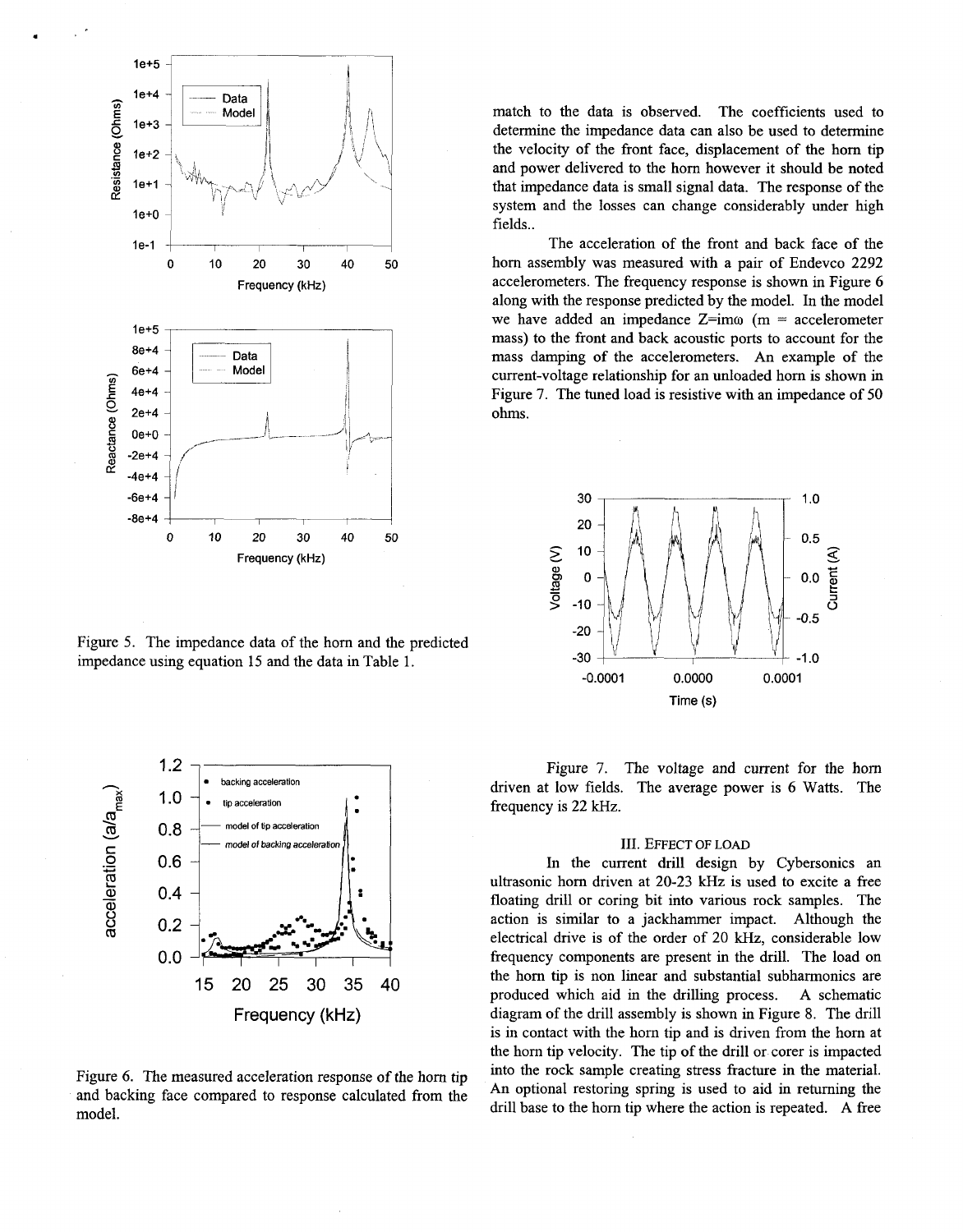Figure 5. The impedance data of the horn and the predicted impedance using equation 15 and the data in Table 1.

Figure 6. The measured acceleration response of the horn tip and backing face compared to response calculated from the model.

match to the data is observed. The coefficients used to determine the impedance data can also be used to determine the velocity of the front face, displacement of the horn tip and power delivered to the horn however it should be noted that impedance data is small signal data. The response of the system and the losses can change considerably under high fields..

The acceleration of the front and back face of the horn assembly was measured with a pair of Endevco 2292 accelerometers. The frequency response is shown in Figure 6 along with the response predicted by the model. In the model we have added an impedance $Z=im\omega$ ($m$ = accelerometer mass) to the front and back acoustic ports to account for the mass damping of the accelerometers. An example of the current-voltage relationship for an unloaded horn is shown in Figure 7. The tuned load is resistive with an impedance of 50 ohms.

Figure 7. The voltage and current for the horn driven at low fields. The average power is 6 Watts. The frequency is 22 kHz.

## III. Effect of Load

In the current drill design by Cybersonics an ultrasonic horn driven at 20-23 kHz is used to excite a free floating drill or coring bit into various rock samples. The action is similar to a jackhammer impact. Although the electrical drive is of the order of 20 kHz, considerable low frequency components are present in the drill. The load on the horn tip is non linear and substantial subharmonics are produced which aid in the drilling process. A schematic diagram of the drill assembly is shown in Figure 8. The drill is in contact with the horn tip and is driven from the horn at the horn tip velocity. The tip of the drill or corer is impacted into the rock sample creating stress fracture in the material. An optional restoring spring is used to aid in returning the drill base to the horn tip where the action is repeated. A free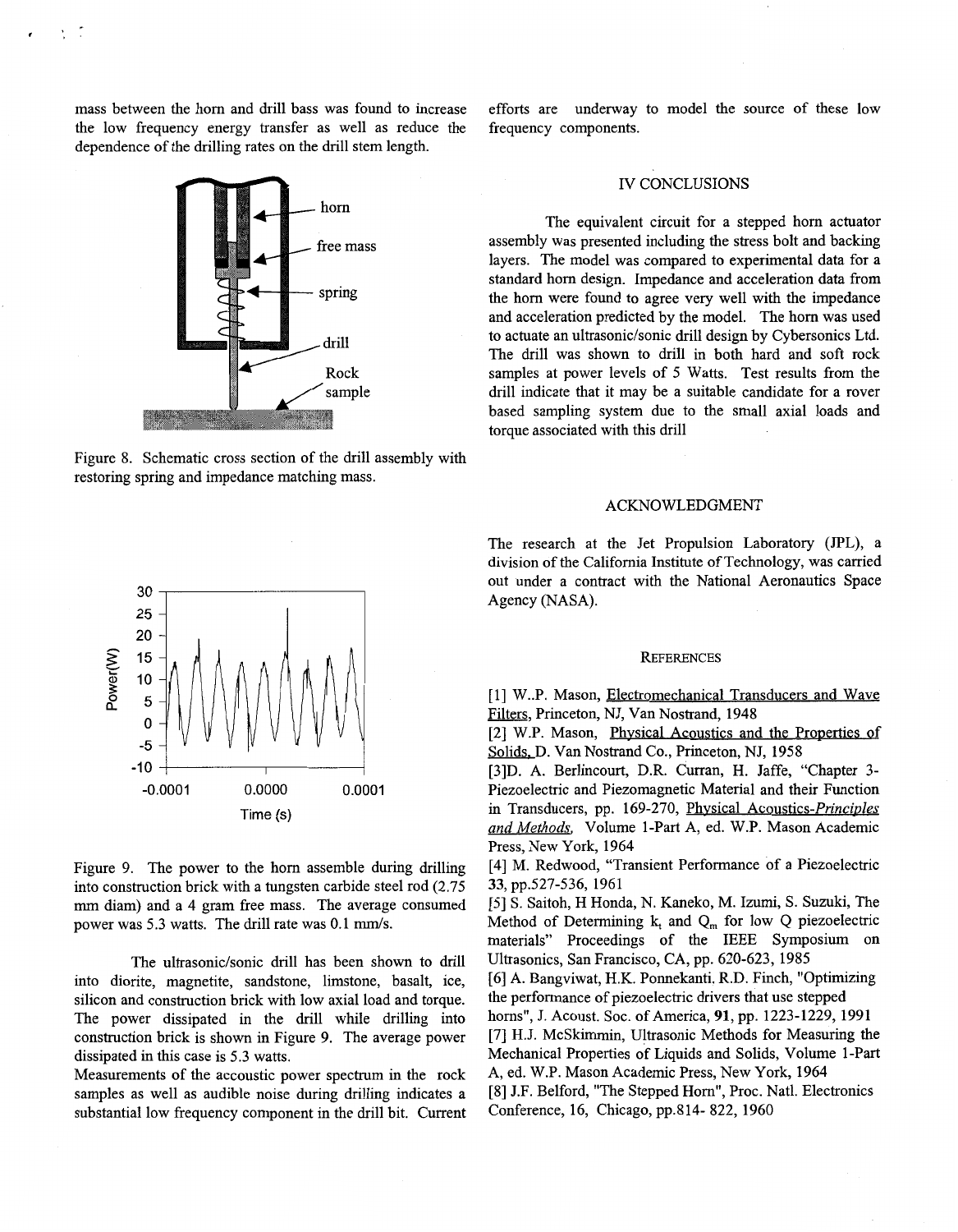mass between the horn and drill bass was found to increase the low frequency energy transfer as well as reduce the dependence of the drilling rates on the drill stem length.

horn

free mass

spring

drill

Rock sample

Figure 8. Schematic cross section of the drill assembly with restoring spring and impedance matching mass.

30
25
20
15
10
5
0
-5
-10

Power(W)

-0.0001 0.0000 0.0001

Time (s)

Figure 9. The power to the horn assemble during drilling into construction brick with a tungsten carbide steel rod (2.75 mm diam) and a 4 gram free mass. The average consumed power was 5.3 watts. The drill rate was 0.1 mm/s.

The ultrasonic/sonic drill has been shown to drill into diorite, magnetite, sandstone, limstone, basalt, ice, silicon and construction brick with low axial load and torque. The power dissipated in the drill while drilling into construction brick is shown in Figure 9. The average power dissipated in this case is 5.3 watts.

Measurements of the accoustic power spectrum in the rock samples as well as audible noise during drilling indicates a substantial low frequency component in the drill bit. Current efforts are underway to model the source of these low frequency components.

## IV CONCLUSIONS

The equivalent circuit for a stepped horn actuator assembly was presented including the stress bolt and backing layers. The model was compared to experimental data for a standard horn design. Impedance and acceleration data from the horn were found to agree very well with the impedance and acceleration predicted by the model. The horn was used to actuate an ultrasonic/sonic drill design by Cybersonics Ltd. The drill was shown to drill in both hard and soft rock samples at power levels of 5 Watts. Test results from the drill indicate that it may be a suitable candidate for a rover based sampling system due to the small axial loads and torque associated with this drill

## ACKNOWLEDGMENT

The research at the Jet Propulsion Laboratory (JPL), a division of the California Institute of Technology, was carried out under a contract with the National Aeronautics Space Agency (NASA).

## REFERENCES

[1] W..P. Mason, Electromechanical Transducers and Wave Filters, Princeton, NJ, Van Nostrand, 1948

[2] W.P. Mason, Physical Acoustics and the Properties of Solids, D. Van Nostrand Co., Princeton, NJ, 1958

[3]D. A. Berlincourt, D.R. Curran, H. Jaffe, "Chapter 3- Piezoelectric and Piezomagnetic Material and their Function in Transducers, pp. 169-270, Physical Acoustics-*Principles and Methods*, Volume 1-Part A, ed. W.P. Mason Academic Press, New York, 1964

[4] M. Redwood, "Transient Performance of a Piezoelectric **33**, pp.527-536, 1961

[5] S. Saitoh, H Honda, N. Kaneko, M. Izumi, S. Suzuki, The Method of Determining $k_t$ and $Q_m$ for low Q piezoelectric materials" Proceedings of the IEEE Symposium on Ultrasonics, San Francisco, CA, pp. 620-623, 1985

[6] A. Bangviwat, H.K. Ponnekanti. R.D. Finch, "Optimizing the performance of piezoelectric drivers that use stepped horns", J. Acoust. Soc. of America, **91**, pp. 1223-1229, 1991

[7] H.J. McSkimmin, Ultrasonic Methods for Measuring the Mechanical Properties of Liquids and Solids, Volume 1-Part A, ed. W.P. Mason Academic Press, New York, 1964

[8] J.F. Belford, "The Stepped Horn", Proc. Natl. Electronics Conference, 16, Chicago, pp.814- 822, 1960